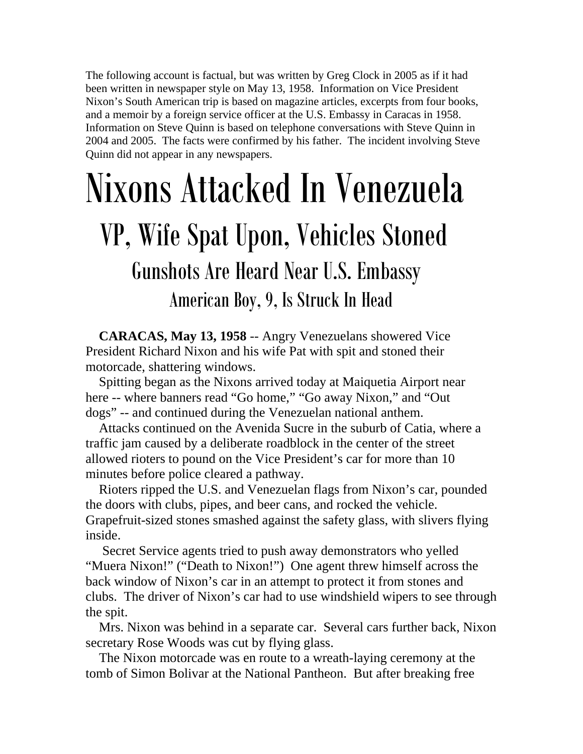The following account is factual, but was written by Greg Clock in 2005 as if it had been written in newspaper style on May 13, 1958. Information on Vice President Nixon's South American trip is based on magazine articles, excerpts from four books, and a memoir by a foreign service officer at the U.S. Embassy in Caracas in 1958. Information on Steve Quinn is based on telephone conversations with Steve Quinn in 2004 and 2005. The facts were confirmed by his father. The incident involving Steve Quinn did not appear in any newspapers.

# Nixons Attacked In Venezuela

## VP, Wife Spat Upon, Vehicles Stoned

### Gunshots Are Heard Near U.S. Embassy

#### American Boy, 9, Is Struck In Head

**CARACAS, May 13, 1958** -- Angry Venezuelans showered Vice President Richard Nixon and his wife Pat with spit and stoned their motorcade, shattering windows.

Spitting began as the Nixons arrived today at Maiquetia Airport near here -- where banners read "Go home," "Go away Nixon," and "Out dogs" -- and continued during the Venezuelan national anthem.

Attacks continued on the Avenida Sucre in the suburb of Catia, where a traffic jam caused by a deliberate roadblock in the center of the street allowed rioters to pound on the Vice President's car for more than 10 minutes before police cleared a pathway.

Rioters ripped the U.S. and Venezuelan flags from Nixon's car, pounded the doors with clubs, pipes, and beer cans, and rocked the vehicle. Grapefruit-sized stones smashed against the safety glass, with slivers flying inside.

Secret Service agents tried to push away demonstrators who yelled "Muera Nixon!" ("Death to Nixon!") One agent threw himself across the back window of Nixon's car in an attempt to protect it from stones and clubs. The driver of Nixon's car had to use windshield wipers to see through the spit.

Mrs. Nixon was behind in a separate car. Several cars further back, Nixon secretary Rose Woods was cut by flying glass.

The Nixon motorcade was en route to a wreath-laying ceremony at the tomb of Simon Bolivar at the National Pantheon. But after breaking free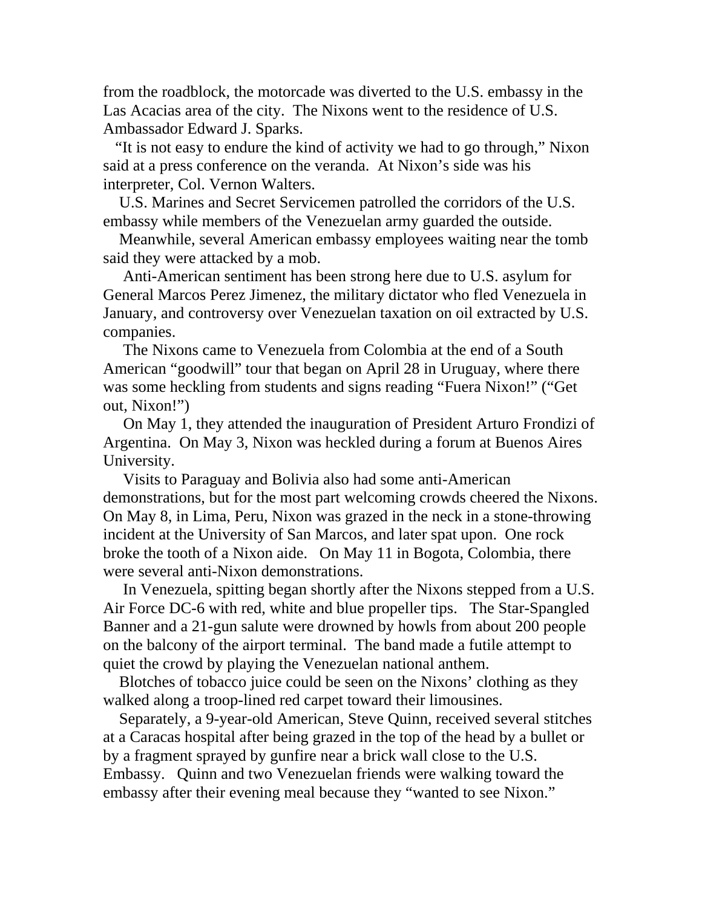from the roadblock, the motorcade was diverted to the U.S. embassy in the Las Acacias area of the city.  The Nixons went to the residence of U.S. Ambassador Edward J. Sparks.

"It is not easy to endure the kind of activity we had to go through," Nixon said at a press conference on the veranda.  At Nixon's side was his interpreter, Col. Vernon Walters.

U.S. Marines and Secret Servicemen patrolled the corridors of the U.S. embassy while members of the Venezuelan army guarded the outside.

Meanwhile, several American embassy employees waiting near the tomb said they were attacked by a mob.

Anti-American sentiment has been strong here due to U.S. asylum for General Marcos Perez Jimenez, the military dictator who fled Venezuela in January, and controversy over Venezuelan taxation on oil extracted by U.S. companies.

The Nixons came to Venezuela from Colombia at the end of a South American "goodwill" tour that began on April 28 in Uruguay, where there was some heckling from students and signs reading "Fuera Nixon!" ("Get out, Nixon!")

On May 1, they attended the inauguration of President Arturo Frondizi of Argentina.  On May 3, Nixon was heckled during a forum at Buenos Aires University.

Visits to Paraguay and Bolivia also had some anti-American demonstrations, but for the most part welcoming crowds cheered the Nixons.  On May 8, in Lima, Peru, Nixon was grazed in the neck in a stone-throwing incident at the University of San Marcos, and later spat upon.  One rock broke the tooth of a Nixon aide.   On May 11 in Bogota, Colombia, there were several anti-Nixon demonstrations.

In Venezuela, spitting began shortly after the Nixons stepped from a U.S. Air Force DC-6 with red, white and blue propeller tips.   The Star-Spangled Banner and a 21-gun salute were drowned by howls from about 200 people on the balcony of the airport terminal.  The band made a futile attempt to quiet the crowd by playing the Venezuelan national anthem.

Blotches of tobacco juice could be seen on the Nixons' clothing as they walked along a troop-lined red carpet toward their limousines.

Separately, a 9-year-old American, Steve Quinn, received several stitches at a Caracas hospital after being grazed in the top of the head by a bullet or by a fragment sprayed by gunfire near a brick wall close to the U.S. Embassy.   Quinn and two Venezuelan friends were walking toward the embassy after their evening meal because they "wanted to see Nixon."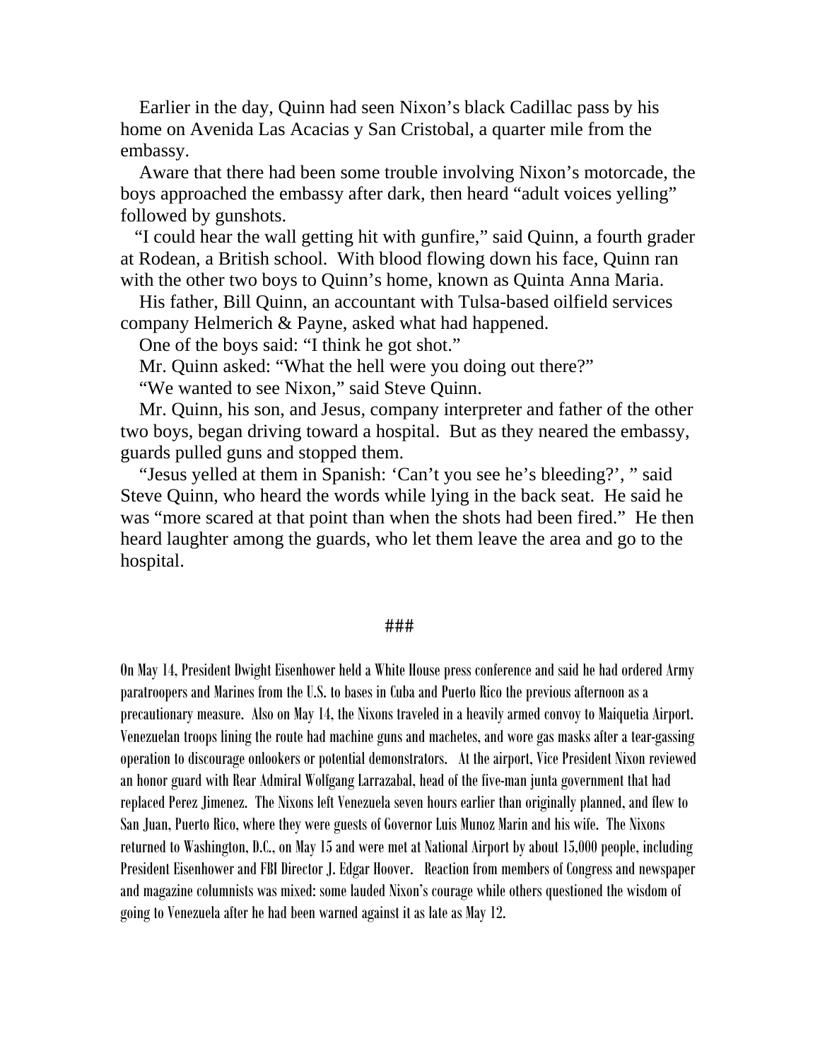Earlier in the day, Quinn had seen Nixon's black Cadillac pass by his home on Avenida Las Acacias y San Cristobal, a quarter mile from the embassy.

Aware that there had been some trouble involving Nixon's motorcade, the boys approached the embassy after dark, then heard "adult voices yelling" followed by gunshots.

"I could hear the wall getting hit with gunfire," said Quinn, a fourth grader at Rodean, a British school. With blood flowing down his face, Quinn ran with the other two boys to Quinn's home, known as Quinta Anna Maria.

His father, Bill Quinn, an accountant with Tulsa-based oilfield services company Helmerich & Payne, asked what had happened.

One of the boys said: "I think he got shot."

Mr. Quinn asked: "What the hell were you doing out there?"

"We wanted to see Nixon," said Steve Quinn.

Mr. Quinn, his son, and Jesus, company interpreter and father of the other two boys, began driving toward a hospital. But as they neared the embassy, guards pulled guns and stopped them.

"Jesus yelled at them in Spanish: 'Can't you see he's bleeding?', " said Steve Quinn, who heard the words while lying in the back seat. He said he was "more scared at that point than when the shots had been fired." He then heard laughter among the guards, who let them leave the area and go to the hospital.

###

On May 14, President Dwight Eisenhower held a White House press conference and said he had ordered Army paratroopers and Marines from the U.S. to bases in Cuba and Puerto Rico the previous afternoon as a precautionary measure. Also on May 14, the Nixons traveled in a heavily armed convoy to Maiquetia Airport. Venezuelan troops lining the route had machine guns and machetes, and wore gas masks after a tear-gassing operation to discourage onlookers or potential demonstrators. At the airport, Vice President Nixon reviewed an honor guard with Rear Admiral Wolfgang Larrazabal, head of the five-man junta government that had replaced Perez Jimenez. The Nixons left Venezuela seven hours earlier than originally planned, and flew to San Juan, Puerto Rico, where they were guests of Governor Luis Munoz Marin and his wife. The Nixons returned to Washington, D.C., on May 15 and were met at National Airport by about 15,000 people, including President Eisenhower and FBI Director J. Edgar Hoover. Reaction from members of Congress and newspaper and magazine columnists was mixed: some lauded Nixon's courage while others questioned the wisdom of going to Venezuela after he had been warned against it as late as May 12.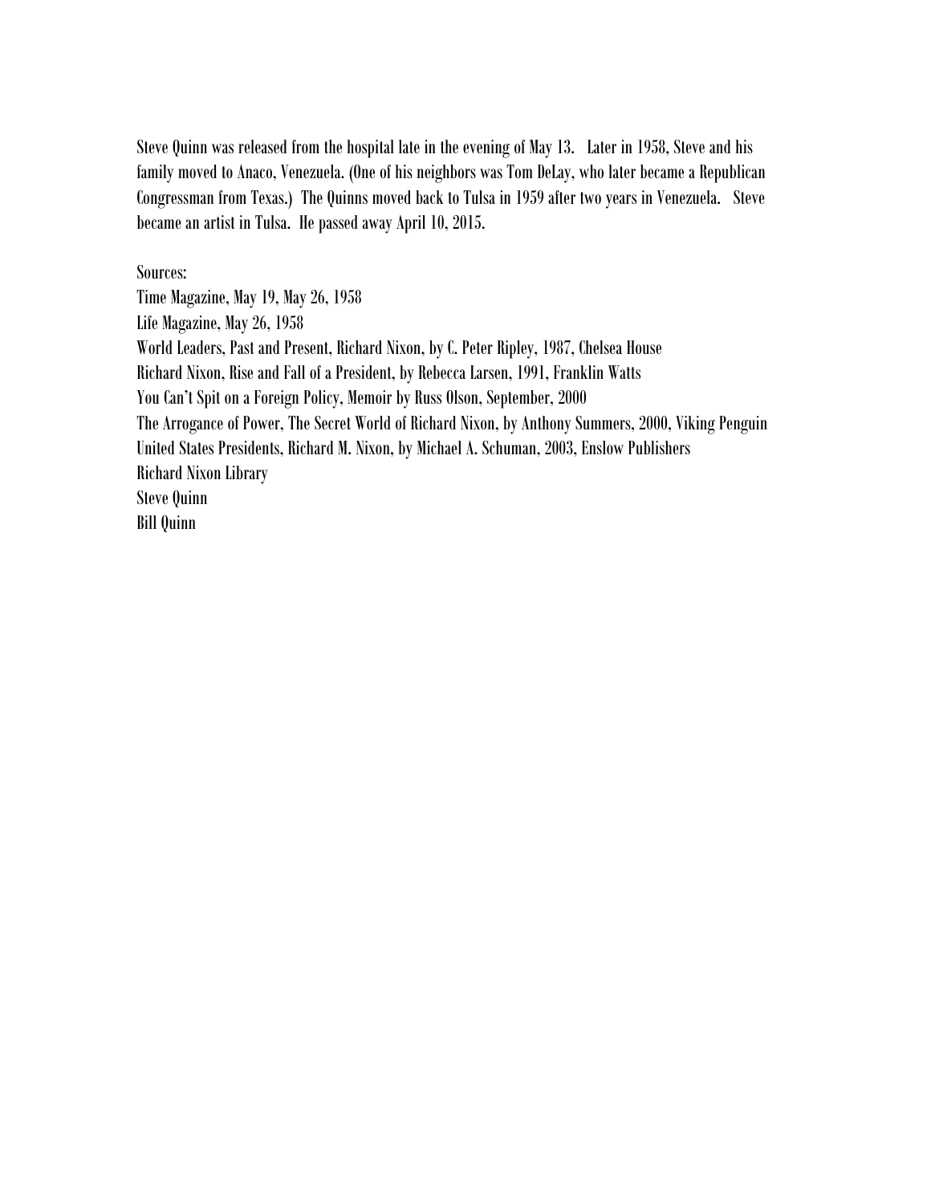Steve Quinn was released from the hospital late in the evening of May 13. Later in 1958, Steve and his family moved to Anaco, Venezuela. (One of his neighbors was Tom DeLay, who later became a Republican Congressman from Texas.) The Quinns moved back to Tulsa in 1959 after two years in Venezuela. Steve became an artist in Tulsa. He passed away April 10, 2015.

Sources:
Time Magazine, May 19, May 26, 1958
Life Magazine, May 26, 1958
World Leaders, Past and Present, Richard Nixon, by C. Peter Ripley, 1987, Chelsea House
Richard Nixon, Rise and Fall of a President, by Rebecca Larsen, 1991, Franklin Watts
You Can't Spit on a Foreign Policy, Memoir by Russ Olson, September, 2000
The Arrogance of Power, The Secret World of Richard Nixon, by Anthony Summers, 2000, Viking Penguin
United States Presidents, Richard M. Nixon, by Michael A. Schuman, 2003, Enslow Publishers
Richard Nixon Library
Steve Quinn
Bill Quinn